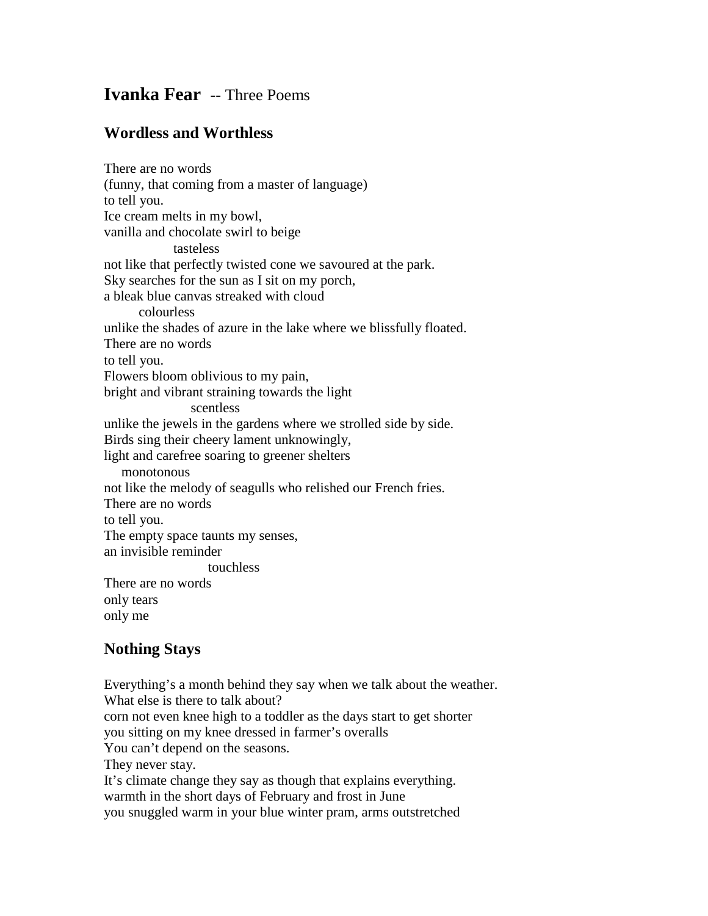# **Ivanka Fear** -- Three Poems

## Wordless and Worthless

There are no words  
(funny, that coming from a master of language)  
to tell you.  
Ice cream melts in my bowl,  
vanilla and chocolate swirl to beige  
                    tasteless  
not like that perfectly twisted cone we savoured at the park.  
Sky searches for the sun as I sit on my porch,  
a bleak blue canvas streaked with cloud  
          colourless  
unlike the shades of azure in the lake where we blissfully floated.  
There are no words  
to tell you.  
Flowers bloom oblivious to my pain,  
bright and vibrant straining towards the light  
                         scentless  
unlike the jewels in the gardens where we strolled side by side.  
Birds sing their cheery lament unknowingly,  
light and carefree soaring to greener shelters  
     monotonous  
not like the melody of seagulls who relished our French fries.  
There are no words  
to tell you.  
The empty space taunts my senses,  
an invisible reminder  
                              touchless  
There are no words  
only tears  
only me

## Nothing Stays

Everything's a month behind they say when we talk about the weather.  
What else is there to talk about?  
corn not even knee high to a toddler as the days start to get shorter  
you sitting on my knee dressed in farmer's overalls  
You can't depend on the seasons.  
They never stay.  
It's climate change they say as though that explains everything.  
warmth in the short days of February and frost in June  
you snuggled warm in your blue winter pram, arms outstretched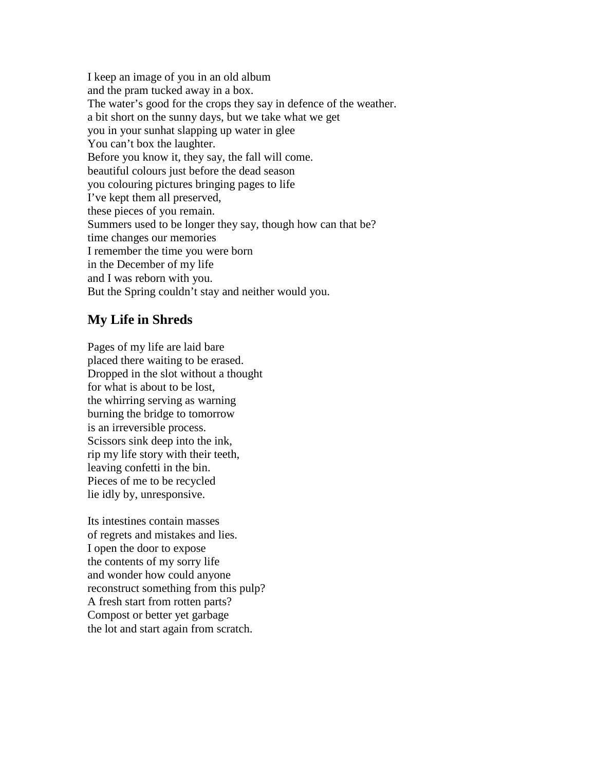I keep an image of you in an old album
and the pram tucked away in a box.
The water's good for the crops they say in defence of the weather.
a bit short on the sunny days, but we take what we get
you in your sunhat slapping up water in glee
You can't box the laughter.
Before you know it, they say, the fall will come.
beautiful colours just before the dead season
you colouring pictures bringing pages to life
I've kept them all preserved,
these pieces of you remain.
Summers used to be longer they say, though how can that be?
time changes our memories
I remember the time you were born
in the December of my life
and I was reborn with you.
But the Spring couldn't stay and neither would you.

## My Life in Shreds

Pages of my life are laid bare
placed there waiting to be erased.
Dropped in the slot without a thought
for what is about to be lost,
the whirring serving as warning
burning the bridge to tomorrow
is an irreversible process.
Scissors sink deep into the ink,
rip my life story with their teeth,
leaving confetti in the bin.
Pieces of me to be recycled
lie idly by, unresponsive.

Its intestines contain masses
of regrets and mistakes and lies.
I open the door to expose
the contents of my sorry life
and wonder how could anyone
reconstruct something from this pulp?
A fresh start from rotten parts?
Compost or better yet garbage
the lot and start again from scratch.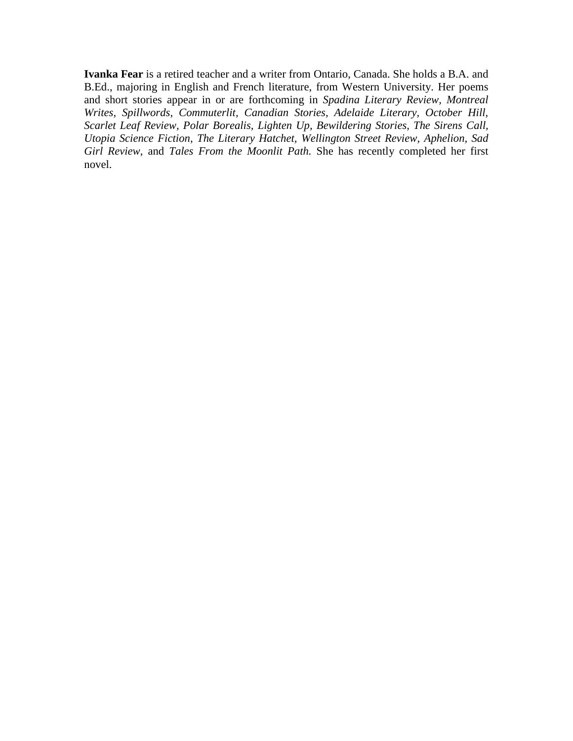**Ivanka Fear** is a retired teacher and a writer from Ontario, Canada. She holds a B.A. and B.Ed., majoring in English and French literature, from Western University. Her poems and short stories appear in or are forthcoming in *Spadina Literary Review*, *Montreal Writes*, *Spillwords*, *Commuterlit*, *Canadian Stories*, *Adelaide Literary*, *October Hill*, *Scarlet Leaf Review*, *Polar Borealis*, *Lighten Up*, *Bewildering Stories*, *The Sirens Call*, *Utopia Science Fiction*, *The Literary Hatchet*, *Wellington Street Review*, *Aphelion*, *Sad Girl Review*, and *Tales From the Moonlit Path.* She has recently completed her first novel.